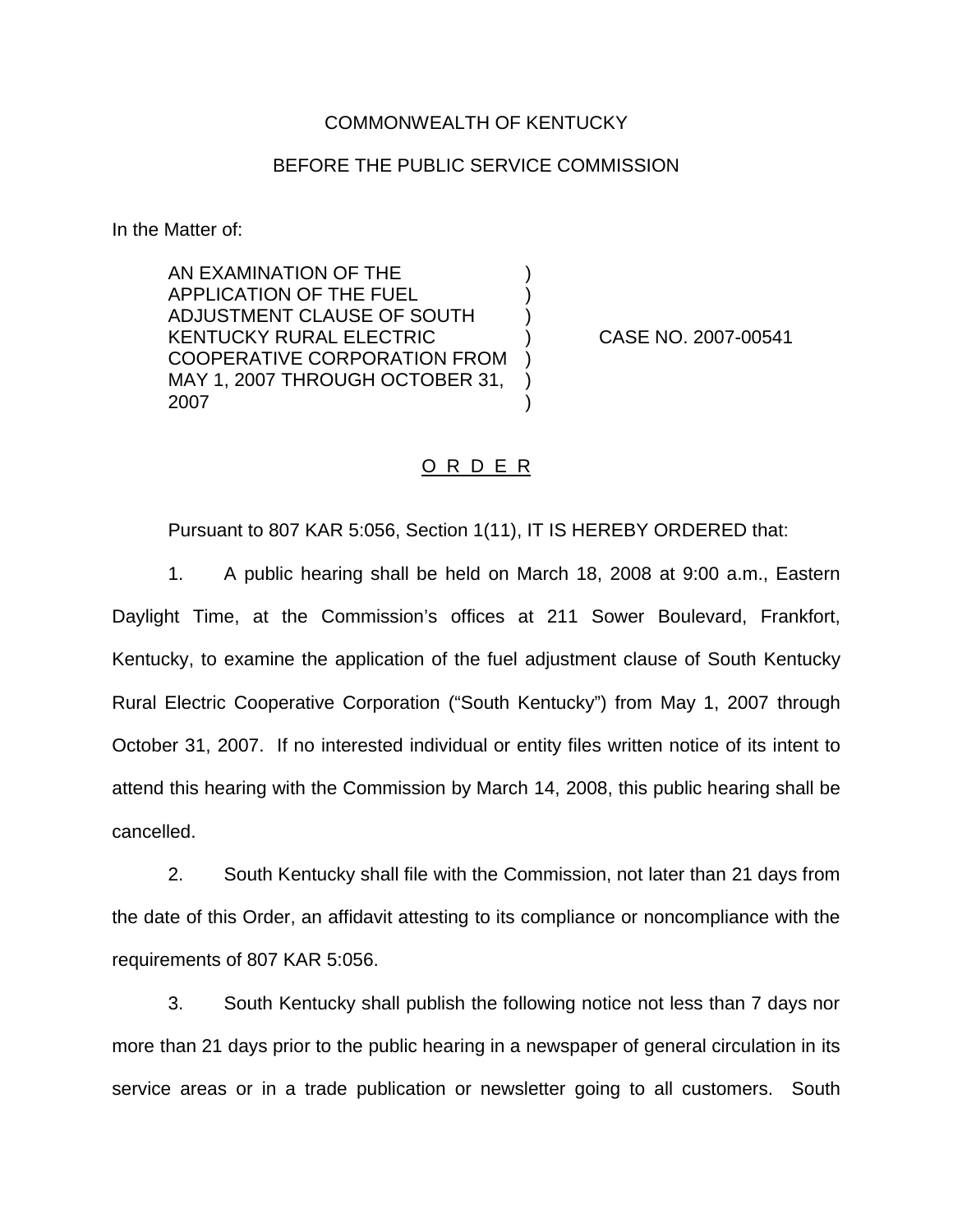COMMONWEALTH OF KENTUCKY

BEFORE THE PUBLIC SERVICE COMMISSION

In the Matter of:

| | | |
|---|---|---|
| AN EXAMINATION OF THE APPLICATION OF THE FUEL ADJUSTMENT CLAUSE OF SOUTH KENTUCKY RURAL ELECTRIC COOPERATIVE CORPORATION FROM MAY 1, 2007 THROUGH OCTOBER 31, 2007 | ) | CASE NO. 2007-00541 |

O R D E R

Pursuant to 807 KAR 5:056, Section 1(11), IT IS HEREBY ORDERED that:

1. A public hearing shall be held on March 18, 2008 at 9:00 a.m., Eastern Daylight Time, at the Commission's offices at 211 Sower Boulevard, Frankfort, Kentucky, to examine the application of the fuel adjustment clause of South Kentucky Rural Electric Cooperative Corporation ("South Kentucky") from May 1, 2007 through October 31, 2007. If no interested individual or entity files written notice of its intent to attend this hearing with the Commission by March 14, 2008, this public hearing shall be cancelled.

2. South Kentucky shall file with the Commission, not later than 21 days from the date of this Order, an affidavit attesting to its compliance or noncompliance with the requirements of 807 KAR 5:056.

3. South Kentucky shall publish the following notice not less than 7 days nor more than 21 days prior to the public hearing in a newspaper of general circulation in its service areas or in a trade publication or newsletter going to all customers. South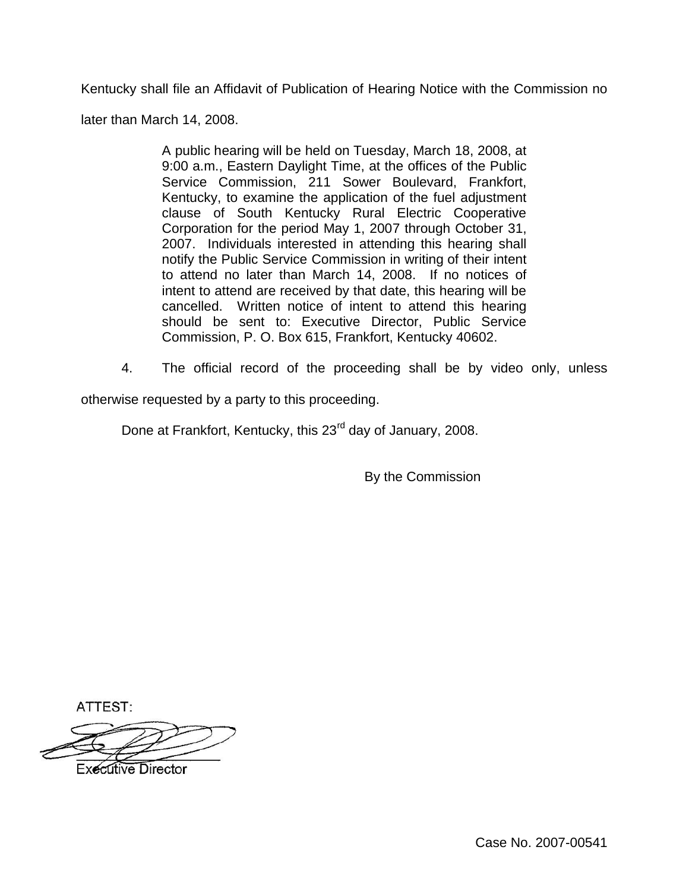Kentucky shall file an Affidavit of Publication of Hearing Notice with the Commission no later than March 14, 2008.

> A public hearing will be held on Tuesday, March 18, 2008, at 9:00 a.m., Eastern Daylight Time, at the offices of the Public Service Commission, 211 Sower Boulevard, Frankfort, Kentucky, to examine the application of the fuel adjustment clause of South Kentucky Rural Electric Cooperative Corporation for the period May 1, 2007 through October 31, 2007. Individuals interested in attending this hearing shall notify the Public Service Commission in writing of their intent to attend no later than March 14, 2008. If no notices of intent to attend are received by that date, this hearing will be cancelled. Written notice of intent to attend this hearing should be sent to: Executive Director, Public Service Commission, P. O. Box 615, Frankfort, Kentucky 40602.

4. The official record of the proceeding shall be by video only, unless otherwise requested by a party to this proceeding.

Done at Frankfort, Kentucky, this 23rd day of January, 2008.

By the Commission

ATTEST:

Executive Director

Case No. 2007-00541